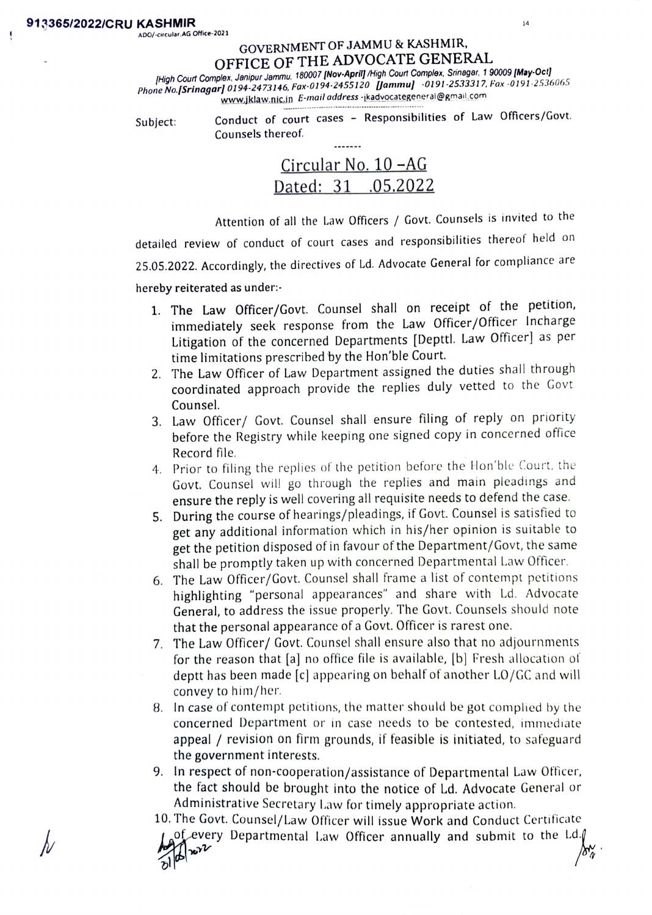913365/2022/CRU KASHMIR

ADO/-circular.AG Office-2021

# GOVERNMENT OF JAMMU & KASHMIR,
# OFFICE OF THE ADVOCATE GENERAL

*[High Court Complex, Janipur Jammu, 180007 **[Nov-April]** /High Court Complex, Srinagar, 1 90009 **[May-Oct]***
*Phone No.**[Srinagar]** 0194-2473146, Fax-0194-2455120 **[Jammu]** -0191-2533317, Fax -0191-2536065*
www.jklaw.nic.in *E-mail address -* jkadvocategeneral@gmail.com

Subject: Conduct of court cases – Responsibilities of Law Officers/Govt. Counsels thereof.

-------

## Circular No. 10 –AG
## Dated: 31 .05.2022

Attention of all the Law Officers / Govt. Counsels is invited to the detailed review of conduct of court cases and responsibilities thereof held on 25.05.2022. Accordingly, the directives of Ld. Advocate General for compliance are hereby reiterated as under:-

1. The Law Officer/Govt. Counsel shall on receipt of the petition, immediately seek response from the Law Officer/Officer Incharge Litigation of the concerned Departments [Depttl. Law Officer] as per time limitations prescribed by the Hon'ble Court.
2. The Law Officer of Law Department assigned the duties shall through coordinated approach provide the replies duly vetted to the Govt Counsel.
3. Law Officer/ Govt. Counsel shall ensure filing of reply on priority before the Registry while keeping one signed copy in concerned office Record file.
4. Prior to filing the replies of the petition before the Hon'ble Court, the Govt. Counsel will go through the replies and main pleadings and ensure the reply is well covering all requisite needs to defend the case.
5. During the course of hearings/pleadings, if Govt. Counsel is satisfied to get any additional information which in his/her opinion is suitable to get the petition disposed of in favour of the Department/Govt, the same shall be promptly taken up with concerned Departmental Law Officer.
6. The Law Officer/Govt. Counsel shall frame a list of contempt petitions highlighting "personal appearances" and share with Ld. Advocate General, to address the issue properly. The Govt. Counsels should note that the personal appearance of a Govt. Officer is rarest one.
7. The Law Officer/ Govt. Counsel shall ensure also that no adjournments for the reason that [a] no office file is available, [b] Fresh allocation of deptt has been made [c] appearing on behalf of another LO/GC and will convey to him/her.
8. In case of contempt petitions, the matter should be got complied by the concerned Department or in case needs to be contested, immediate appeal / revision on firm grounds, if feasible is initiated, to safeguard the government interests.
9. In respect of non-operation/assistance of Departmental Law Officer, the fact should be brought into the notice of Ld. Advocate General or Administrative Secretary Law for timely appropriate action.
10. The Govt. Counsel/Law Officer will issue Work and Conduct Certificate of every Departmental Law Officer annually and submit to the Ld.

31/05/2022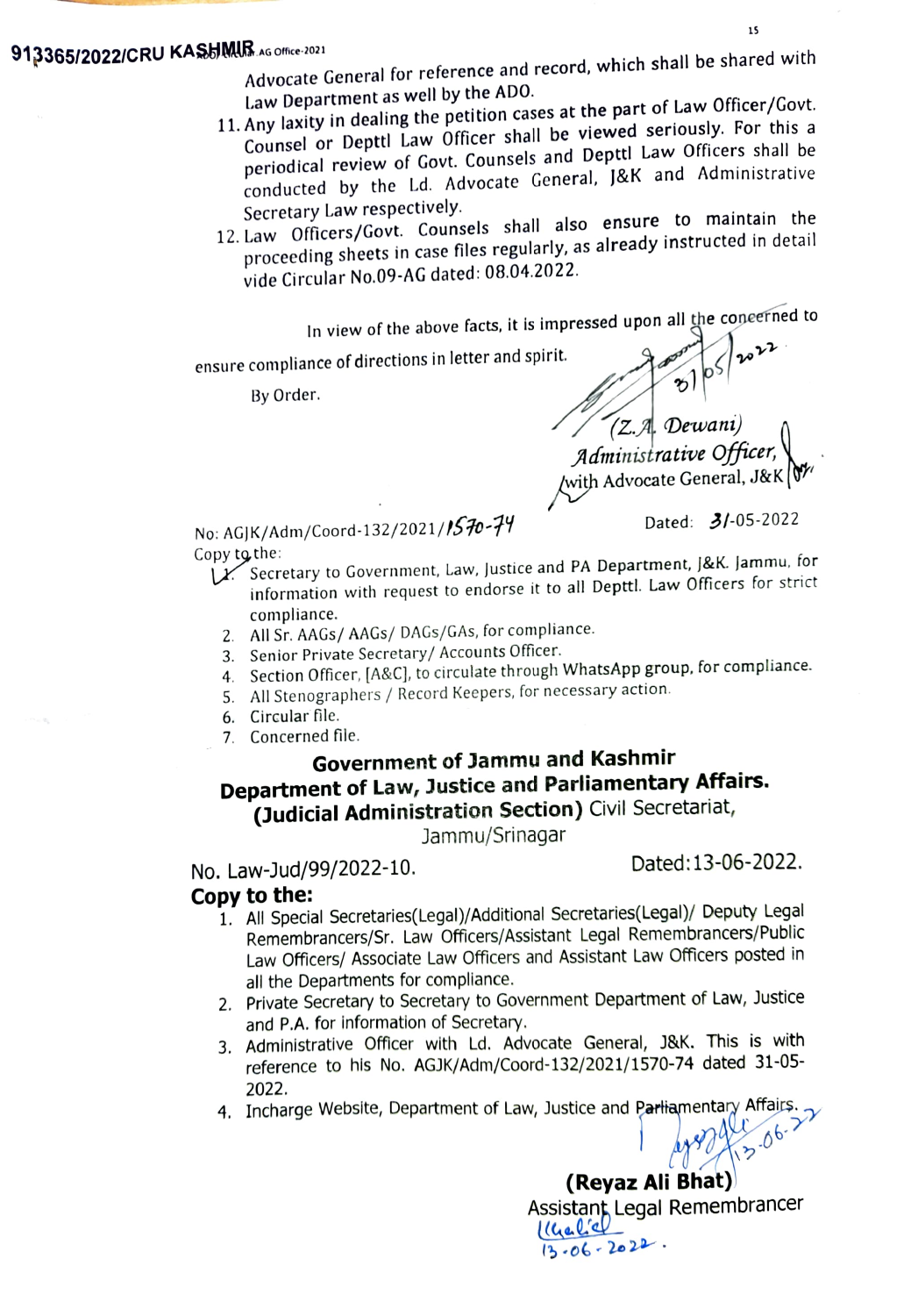Advocate General for reference and record, which shall be shared with Law Department as well by the ADO.

11. Any laxity in dealing the petition cases at the part of Law Officer/Govt. Counsel or Depttl Law Officer shall be viewed seriously. For this a periodical review of Govt. Counsels and Depttl Law Officers shall be conducted by the Ld. Advocate General, J&K and Administrative Secretary Law respectively.
12. Law Officers/Govt. Counsels shall also ensure to maintain the proceeding sheets in case files regularly, as already instructed in detail vide Circular No.09-AG dated: 08.04.2022.

In view of the above facts, it is impressed upon all the concerned to ensure compliance of directions in letter and spirit.

By Order.

31/05/2022

(Z.A. Dewani)
*Administrative Officer,*
with Advocate General, J&K

No: AGJK/Adm/Coord-132/2021/1570-74 Dated: 31-05-2022

Copy to the:

1. Secretary to Government, Law, Justice and PA Department, J&K. Jammu, for information with request to endorse it to all Depttl. Law Officers for strict compliance.
2. All Sr. AAGs/ AAGs/ DAGs/GAs, for compliance.
3. Senior Private Secretary/ Accounts Officer.
4. Section Officer, [A&C], to circulate through WhatsApp group, for compliance.
5. All Stenographers / Record Keepers, for necessary action.
6. Circular file.
7. Concerned file.

## Government of Jammu and Kashmir
## Department of Law, Justice and Parliamentary Affairs.
## (Judicial Administration Section) Civil Secretariat, Jammu/Srinagar

No. Law-Jud/99/2022-10. Dated:13-06-2022.

**Copy to the:**

1. All Special Secretaries(Legal)/Additional Secretaries(Legal)/ Deputy Legal Remembrancers/Sr. Law Officers/Assistant Legal Remembrancers/Public Law Officers/ Associate Law Officers and Assistant Law Officers posted in all the Departments for compliance.
2. Private Secretary to Secretary to Government Department of Law, Justice and P.A. for information of Secretary.
3. Administrative Officer with Ld. Advocate General, J&K. This is with reference to his No. AGJK/Adm/Coord-132/2021/1570-74 dated 31-05-2022.
4. Incharge Website, Department of Law, Justice and Parliamentary Affairs.

13-06-22

**(Reyaz Ali Bhat)**
Assistant Legal Remembrancer

13-06-2022.